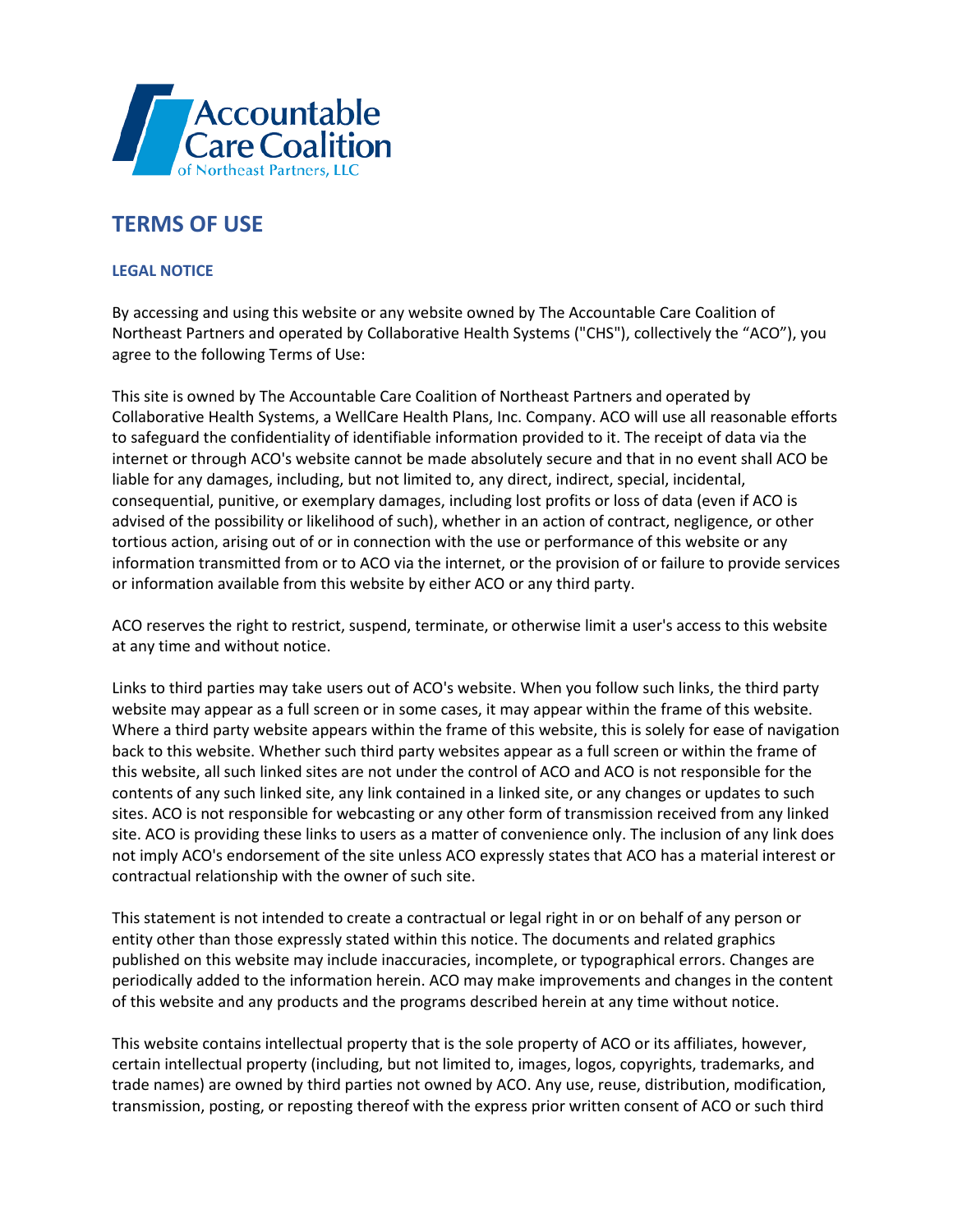Accountable Care Coalition of Northeast Partners, LLC

# TERMS OF USE

## LEGAL NOTICE

By accessing and using this website or any website owned by The Accountable Care Coalition of Northeast Partners and operated by Collaborative Health Systems ("CHS"), collectively the "ACO"), you agree to the following Terms of Use:

This site is owned by The Accountable Care Coalition of Northeast Partners and operated by Collaborative Health Systems, a WellCare Health Plans, Inc. Company. ACO will use all reasonable efforts to safeguard the confidentiality of identifiable information provided to it. The receipt of data via the internet or through ACO's website cannot be made absolutely secure and that in no event shall ACO be liable for any damages, including, but not limited to, any direct, indirect, special, incidental, consequential, punitive, or exemplary damages, including lost profits or loss of data (even if ACO is advised of the possibility or likelihood of such), whether in an action of contract, negligence, or other tortious action, arising out of or in connection with the use or performance of this website or any information transmitted from or to ACO via the internet, or the provision of or failure to provide services or information available from this website by either ACO or any third party.

ACO reserves the right to restrict, suspend, terminate, or otherwise limit a user's access to this website at any time and without notice.

Links to third parties may take users out of ACO's website. When you follow such links, the third party website may appear as a full screen or in some cases, it may appear within the frame of this website. Where a third party website appears within the frame of this website, this is solely for ease of navigation back to this website. Whether such third party websites appear as a full screen or within the frame of this website, all such linked sites are not under the control of ACO and ACO is not responsible for the contents of any such linked site, any link contained in a linked site, or any changes or updates to such sites. ACO is not responsible for webcasting or any other form of transmission received from any linked site. ACO is providing these links to users as a matter of convenience only. The inclusion of any link does not imply ACO's endorsement of the site unless ACO expressly states that ACO has a material interest or contractual relationship with the owner of such site.

This statement is not intended to create a contractual or legal right in or on behalf of any person or entity other than those expressly stated within this notice. The documents and related graphics published on this website may include inaccuracies, incomplete, or typographical errors. Changes are periodically added to the information herein. ACO may make improvements and changes in the content of this website and any products and the programs described herein at any time without notice.

This website contains intellectual property that is the sole property of ACO or its affiliates, however, certain intellectual property (including, but not limited to, images, logos, copyrights, trademarks, and trade names) are owned by third parties not owned by ACO. Any use, reuse, distribution, modification, transmission, posting, or reposting thereof with the express prior written consent of ACO or such third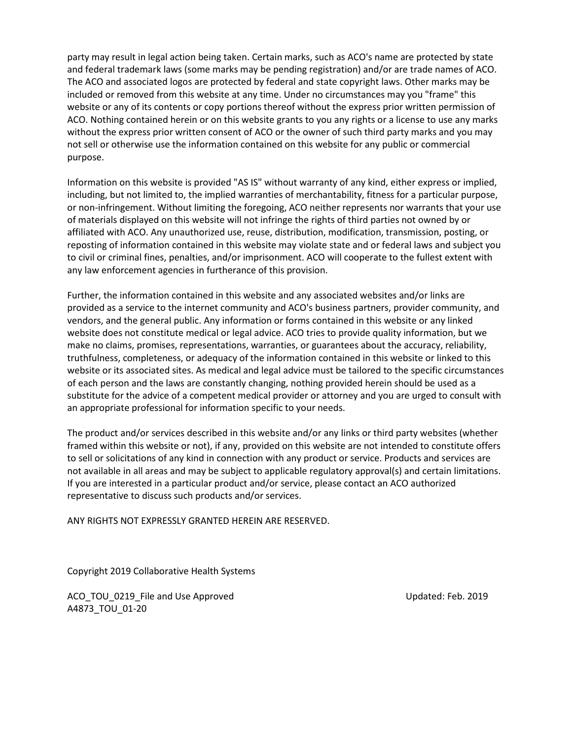party may result in legal action being taken. Certain marks, such as ACO's name are protected by state and federal trademark laws (some marks may be pending registration) and/or are trade names of ACO. The ACO and associated logos are protected by federal and state copyright laws. Other marks may be included or removed from this website at any time. Under no circumstances may you "frame" this website or any of its contents or copy portions thereof without the express prior written permission of ACO. Nothing contained herein or on this website grants to you any rights or a license to use any marks without the express prior written consent of ACO or the owner of such third party marks and you may not sell or otherwise use the information contained on this website for any public or commercial purpose.

Information on this website is provided "AS IS" without warranty of any kind, either express or implied, including, but not limited to, the implied warranties of merchantability, fitness for a particular purpose, or non-infringement. Without limiting the foregoing, ACO neither represents nor warrants that your use of materials displayed on this website will not infringe the rights of third parties not owned by or affiliated with ACO. Any unauthorized use, reuse, distribution, modification, transmission, posting, or reposting of information contained in this website may violate state and or federal laws and subject you to civil or criminal fines, penalties, and/or imprisonment. ACO will cooperate to the fullest extent with any law enforcement agencies in furtherance of this provision.

Further, the information contained in this website and any associated websites and/or links are provided as a service to the internet community and ACO's business partners, provider community, and vendors, and the general public. Any information or forms contained in this website or any linked website does not constitute medical or legal advice. ACO tries to provide quality information, but we make no claims, promises, representations, warranties, or guarantees about the accuracy, reliability, truthfulness, completeness, or adequacy of the information contained in this website or linked to this website or its associated sites. As medical and legal advice must be tailored to the specific circumstances of each person and the laws are constantly changing, nothing provided herein should be used as a substitute for the advice of a competent medical provider or attorney and you are urged to consult with an appropriate professional for information specific to your needs.

The product and/or services described in this website and/or any links or third party websites (whether framed within this website or not), if any, provided on this website are not intended to constitute offers to sell or solicitations of any kind in connection with any product or service. Products and services are not available in all areas and may be subject to applicable regulatory approval(s) and certain limitations. If you are interested in a particular product and/or service, please contact an ACO authorized representative to discuss such products and/or services.

ANY RIGHTS NOT EXPRESSLY GRANTED HEREIN ARE RESERVED.

Copyright 2019 Collaborative Health Systems

ACO_TOU_0219_File and Use Approved                                                                                   Updated: Feb. 2019
A4873_TOU_01-20